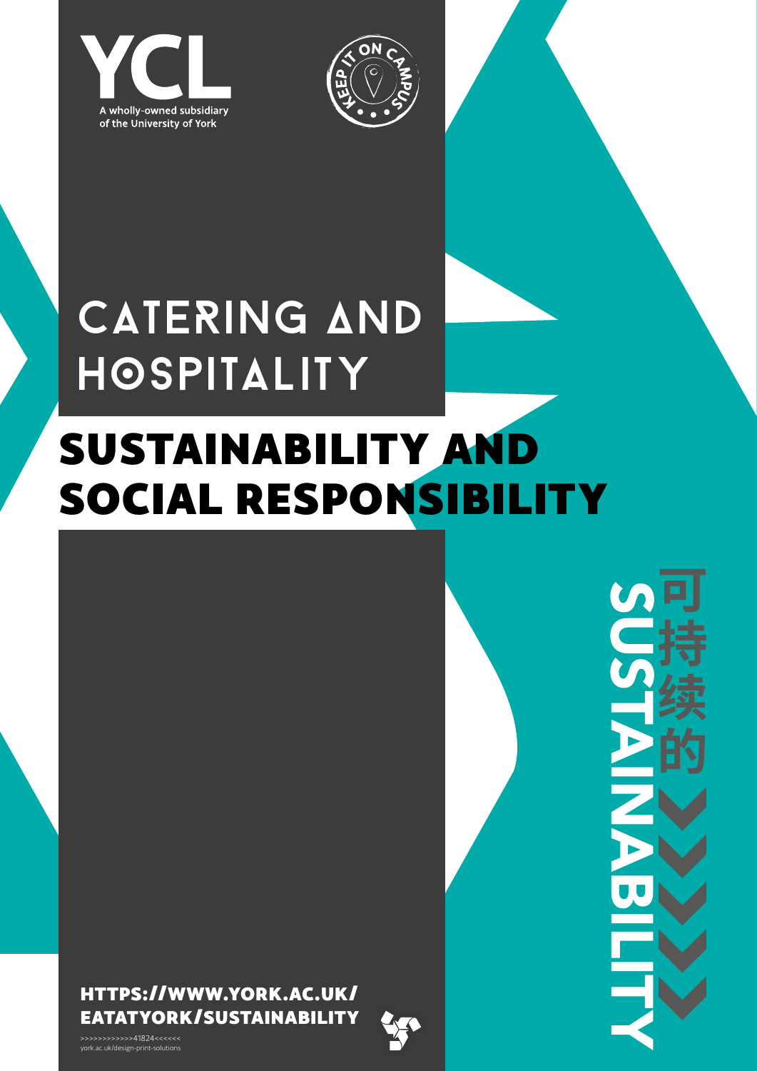YCL

A wholly-owned subsidiary of the University of York

KEEP IT ON CAMPUS

# CATERING AND HOSPITALITY

## SUSTAINABILITY AND SOCIAL RESPONSIBILITY

SUSTAINABILITY 可持续的

**HTTPS://WWW.YORK.AC.UK/EATATYORK/SUSTAINABILITY**

>>>>>>>>>>>>41824<<<<<<
york.ac.uk/design-print-solutions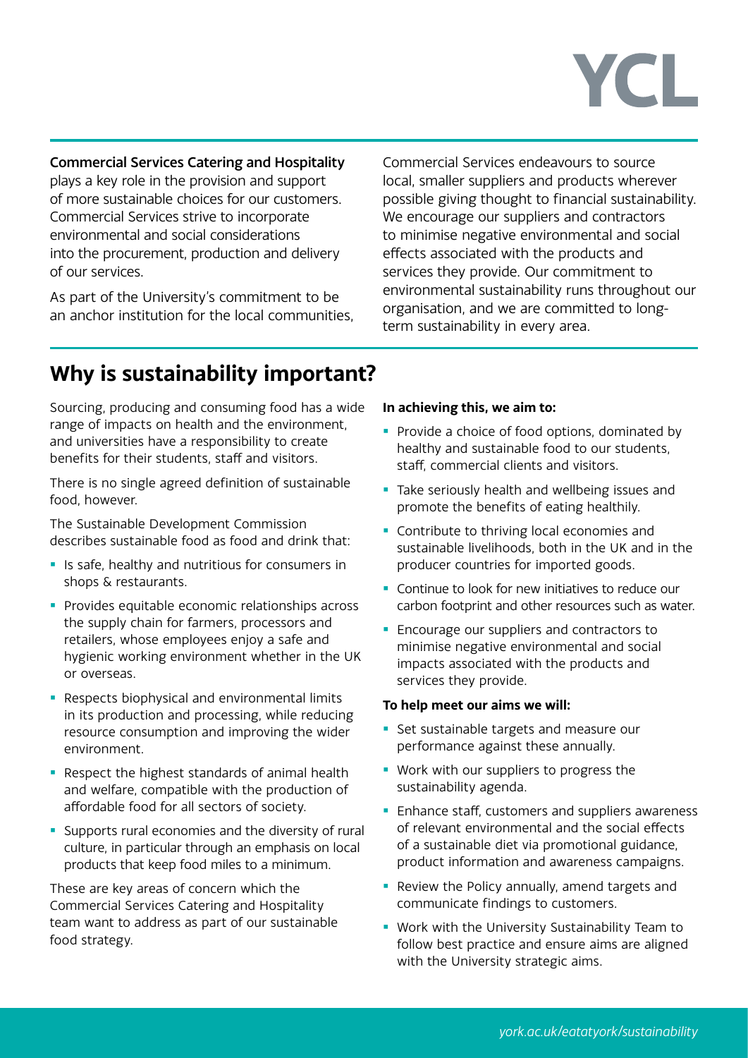**Commercial Services Catering and Hospitality** plays a key role in the provision and support of more sustainable choices for our customers. Commercial Services strive to incorporate environmental and social considerations into the procurement, production and delivery of our services.

As part of the University's commitment to be an anchor institution for the local communities, Commercial Services endeavours to source local, smaller suppliers and products wherever possible giving thought to financial sustainability. We encourage our suppliers and contractors to minimise negative environmental and social effects associated with the products and services they provide. Our commitment to environmental sustainability runs throughout our organisation, and we are committed to long-term sustainability in every area.

## Why is sustainability important?

Sourcing, producing and consuming food has a wide range of impacts on health and the environment, and universities have a responsibility to create benefits for their students, staff and visitors.

There is no single agreed definition of sustainable food, however.

The Sustainable Development Commission describes sustainable food as food and drink that:

- Is safe, healthy and nutritious for consumers in shops & restaurants.
- Provides equitable economic relationships across the supply chain for farmers, processors and retailers, whose employees enjoy a safe and hygienic working environment whether in the UK or overseas.
- Respects biophysical and environmental limits in its production and processing, while reducing resource consumption and improving the wider environment.
- Respect the highest standards of animal health and welfare, compatible with the production of affordable food for all sectors of society.
- Supports rural economies and the diversity of rural culture, in particular through an emphasis on local products that keep food miles to a minimum.

These are key areas of concern which the Commercial Services Catering and Hospitality team want to address as part of our sustainable food strategy.

**In achieving this, we aim to:**

- Provide a choice of food options, dominated by healthy and sustainable food to our students, staff, commercial clients and visitors.
- Take seriously health and wellbeing issues and promote the benefits of eating healthily.
- Contribute to thriving local economies and sustainable livelihoods, both in the UK and in the producer countries for imported goods.
- Continue to look for new initiatives to reduce our carbon footprint and other resources such as water.
- Encourage our suppliers and contractors to minimise negative environmental and social impacts associated with the products and services they provide.

**To help meet our aims we will:**

- Set sustainable targets and measure our performance against these annually.
- Work with our suppliers to progress the sustainability agenda.
- Enhance staff, customers and suppliers awareness of relevant environmental and the social effects of a sustainable diet via promotional guidance, product information and awareness campaigns.
- Review the Policy annually, amend targets and communicate findings to customers.
- Work with the University Sustainability Team to follow best practice and ensure aims are aligned with the University strategic aims.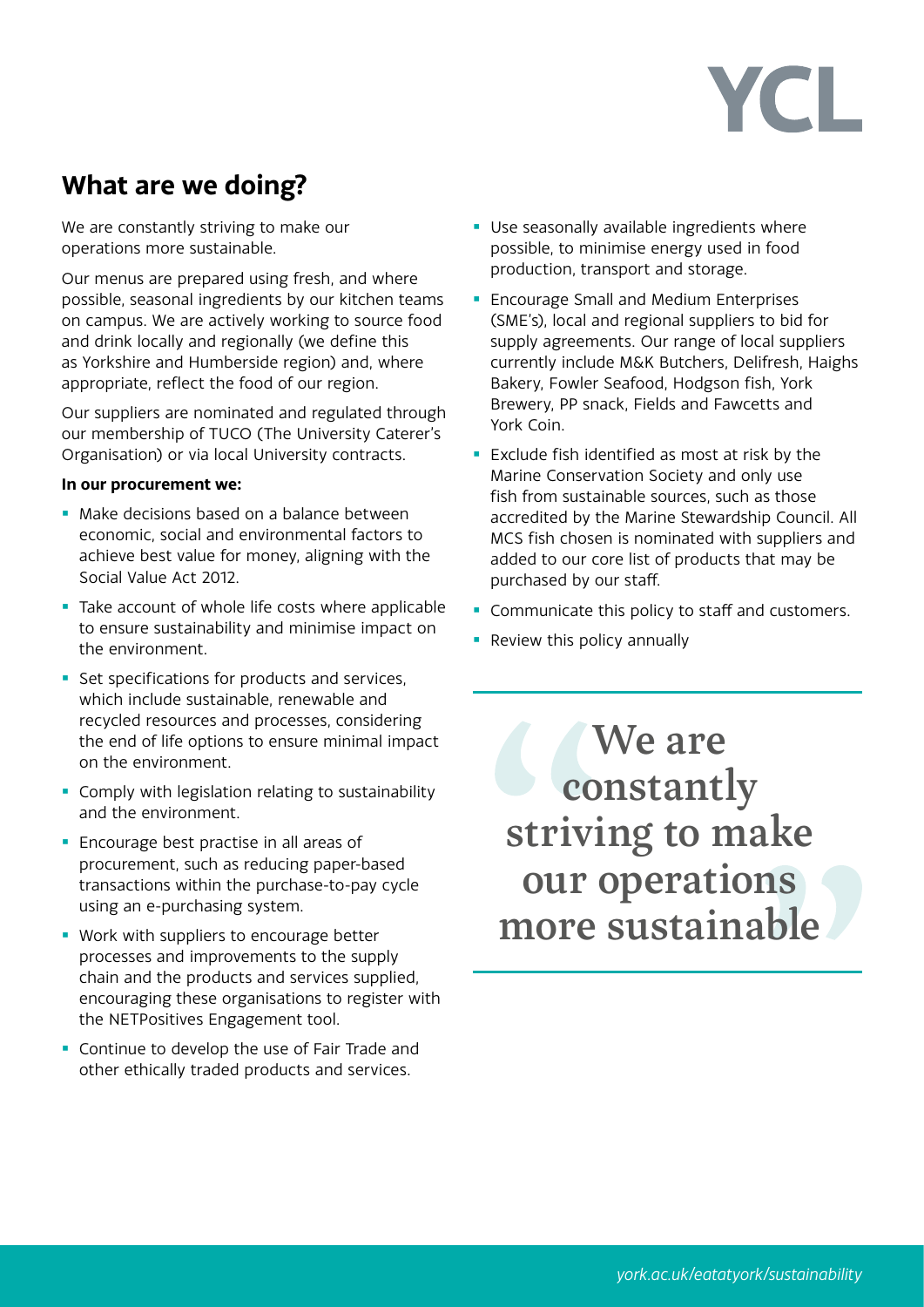## What are we doing?

We are constantly striving to make our operations more sustainable.

Our menus are prepared using fresh, and where possible, seasonal ingredients by our kitchen teams on campus. We are actively working to source food and drink locally and regionally (we define this as Yorkshire and Humberside region) and, where appropriate, reflect the food of our region.

Our suppliers are nominated and regulated through our membership of TUCO (The University Caterer's Organisation) or via local University contracts.

**In our procurement we:**

- Make decisions based on a balance between economic, social and environmental factors to achieve best value for money, aligning with the Social Value Act 2012.
- Take account of whole life costs where applicable to ensure sustainability and minimise impact on the environment.
- Set specifications for products and services, which include sustainable, renewable and recycled resources and processes, considering the end of life options to ensure minimal impact on the environment.
- Comply with legislation relating to sustainability and the environment.
- Encourage best practise in all areas of procurement, such as reducing paper-based transactions within the purchase-to-pay cycle using an e-purchasing system.
- Work with suppliers to encourage better processes and improvements to the supply chain and the products and services supplied, encouraging these organisations to register with the NETPositives Engagement tool.
- Continue to develop the use of Fair Trade and other ethically traded products and services.
- Use seasonally available ingredients where possible, to minimise energy used in food production, transport and storage.
- Encourage Small and Medium Enterprises (SME's), local and regional suppliers to bid for supply agreements. Our range of local suppliers currently include M&K Butchers, Delifresh, Haighs Bakery, Fowler Seafood, Hodgson fish, York Brewery, PP snack, Fields and Fawcetts and York Coin.
- Exclude fish identified as most at risk by the Marine Conservation Society and only use fish from sustainable sources, such as those accredited by the Marine Stewardship Council. All MCS fish chosen is nominated with suppliers and added to our core list of products that may be purchased by our staff.
- Communicate this policy to staff and customers.
- Review this policy annually

> "We are constantly striving to make our operations more sustainable"

*york.ac.uk/eatatyork/sustainability*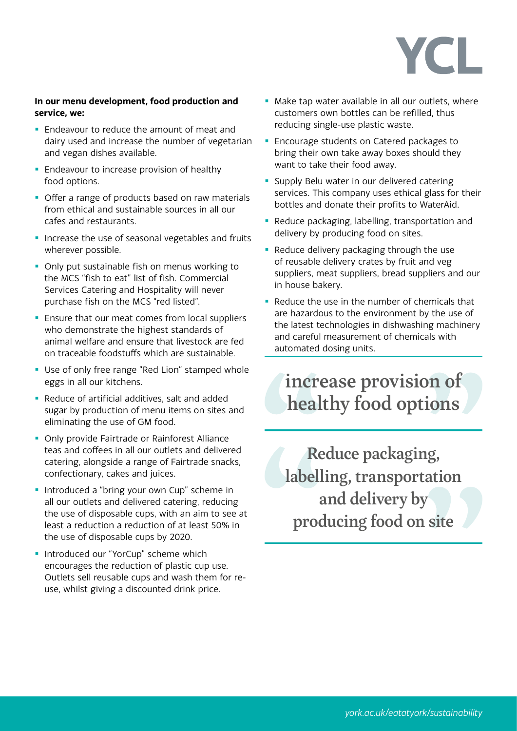**In our menu development, food production and service, we:**

- Endeavour to reduce the amount of meat and dairy used and increase the number of vegetarian and vegan dishes available.
- Endeavour to increase provision of healthy food options.
- Offer a range of products based on raw materials from ethical and sustainable sources in all our cafes and restaurants.
- Increase the use of seasonal vegetables and fruits wherever possible.
- Only put sustainable fish on menus working to the MCS "fish to eat" list of fish. Commercial Services Catering and Hospitality will never purchase fish on the MCS "red listed".
- Ensure that our meat comes from local suppliers who demonstrate the highest standards of animal welfare and ensure that livestock are fed on traceable foodstuffs which are sustainable.
- Use of only free range "Red Lion" stamped whole eggs in all our kitchens.
- Reduce of artificial additives, salt and added sugar by production of menu items on sites and eliminating the use of GM food.
- Only provide Fairtrade or Rainforest Alliance teas and coffees in all our outlets and delivered catering, alongside a range of Fairtrade snacks, confectionary, cakes and juices.
- Introduced a "bring your own Cup" scheme in all our outlets and delivered catering, reducing the use of disposable cups, with an aim to see at least a reduction a reduction of at least 50% in the use of disposable cups by 2020.
- Introduced our "YorCup" scheme which encourages the reduction of plastic cup use. Outlets sell reusable cups and wash them for re-use, whilst giving a discounted drink price.
- Make tap water available in all our outlets, where customers own bottles can be refilled, thus reducing single-use plastic waste.
- Encourage students on Catered packages to bring their own take away boxes should they want to take their food away.
- Supply Belu water in our delivered catering services. This company uses ethical glass for their bottles and donate their profits to WaterAid.
- Reduce packaging, labelling, transportation and delivery by producing food on sites.
- Reduce delivery packaging through the use of reusable delivery crates by fruit and veg suppliers, meat suppliers, bread suppliers and our in house bakery.
- Reduce the use in the number of chemicals that are hazardous to the environment by the use of the latest technologies in dishwashing machinery and careful measurement of chemicals with automated dosing units.

> "increase provision of healthy food options"

> "Reduce packaging, labelling, transportation and delivery by producing food on site"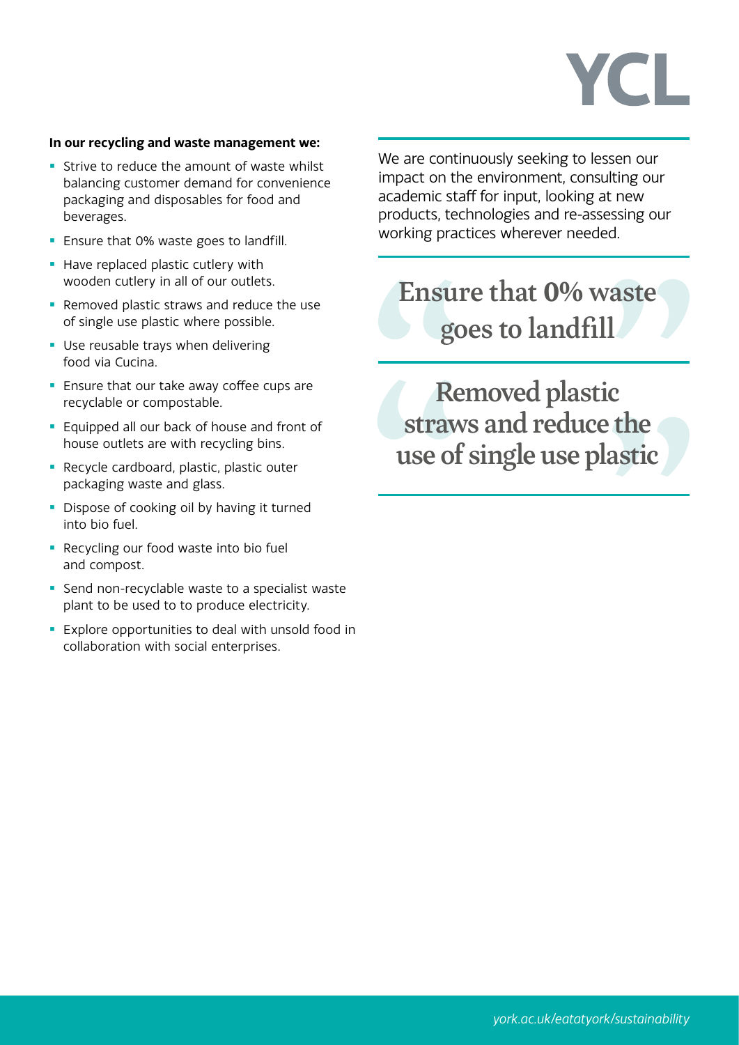**In our recycling and waste management we:**

- Strive to reduce the amount of waste whilst balancing customer demand for convenience packaging and disposables for food and beverages.
- Ensure that 0% waste goes to landfill.
- Have replaced plastic cutlery with wooden cutlery in all of our outlets.
- Removed plastic straws and reduce the use of single use plastic where possible.
- Use reusable trays when delivering food via Cucina.
- Ensure that our take away coffee cups are recyclable or compostable.
- Equipped all our back of house and front of house outlets are with recycling bins.
- Recycle cardboard, plastic, plastic outer packaging waste and glass.
- Dispose of cooking oil by having it turned into bio fuel.
- Recycling our food waste into bio fuel and compost.
- Send non-recyclable waste to a specialist waste plant to be used to to produce electricity.
- Explore opportunities to deal with unsold food in collaboration with social enterprises.

We are continuously seeking to lessen our impact on the environment, consulting our academic staff for input, looking at new products, technologies and re-assessing our working practices wherever needed.

> Ensure that 0% waste goes to landfill

> Removed plastic straws and reduce the use of single use plastic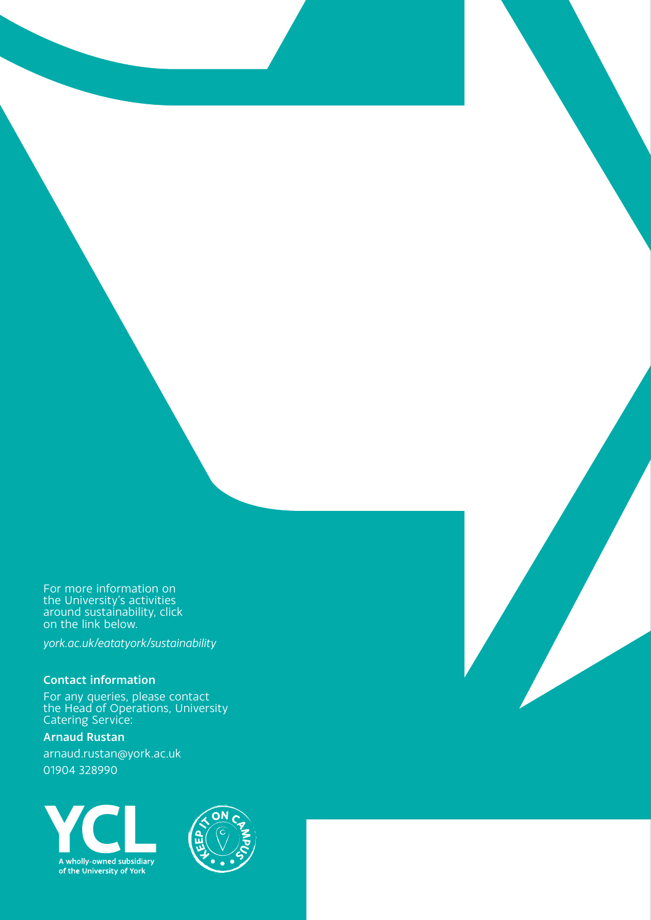For more information on the University's activities around sustainability, click on the link below.

*york.ac.uk/eatatyork/sustainability*

**Contact information**

For any queries, please contact the Head of Operations, University Catering Service:

**Arnaud Rustan**

arnaud.rustan@york.ac.uk

01904 328990

YCL

A wholly-owned subsidiary of the University of York

KEEP IT ON CAMPUS